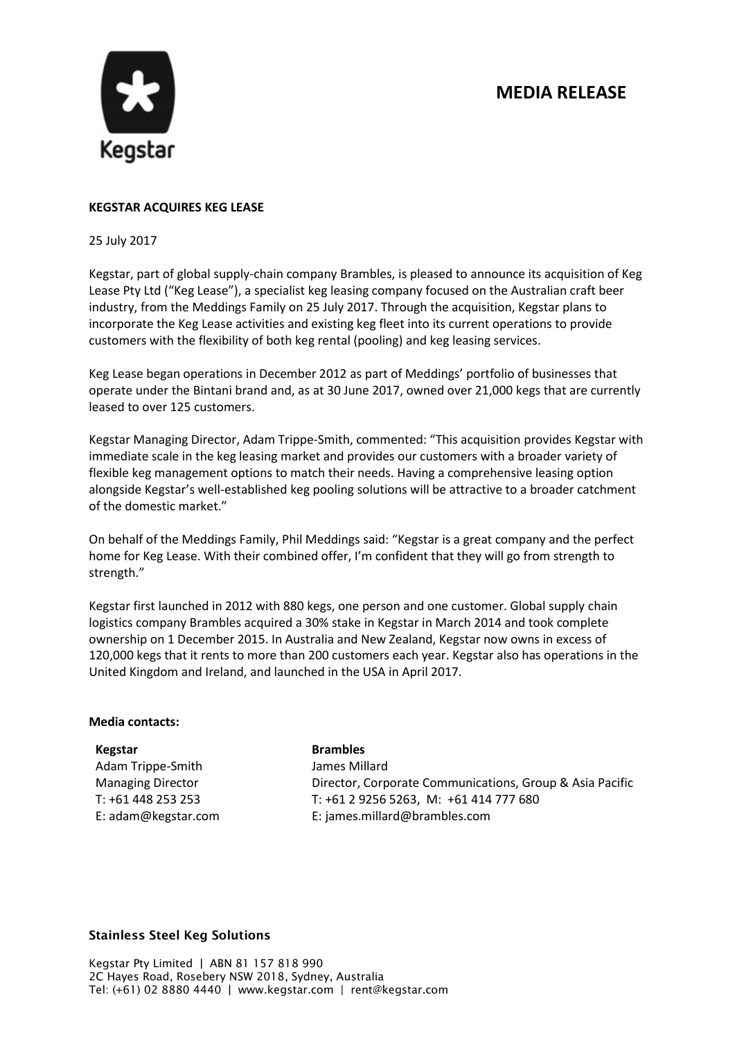# MEDIA RELEASE

**KEGSTAR ACQUIRES KEG LEASE**

25 July 2017

Kegstar, part of global supply-chain company Brambles, is pleased to announce its acquisition of Keg Lease Pty Ltd ("Keg Lease"), a specialist keg leasing company focused on the Australian craft beer industry, from the Meddings Family on 25 July 2017. Through the acquisition, Kegstar plans to incorporate the Keg Lease activities and existing keg fleet into its current operations to provide customers with the flexibility of both keg rental (pooling) and keg leasing services.

Keg Lease began operations in December 2012 as part of Meddings' portfolio of businesses that operate under the Bintani brand and, as at 30 June 2017, owned over 21,000 kegs that are currently leased to over 125 customers.

Kegstar Managing Director, Adam Trippe-Smith, commented: "This acquisition provides Kegstar with immediate scale in the keg leasing market and provides our customers with a broader variety of flexible keg management options to match their needs. Having a comprehensive leasing option alongside Kegstar's well-established keg pooling solutions will be attractive to a broader catchment of the domestic market."

On behalf of the Meddings Family, Phil Meddings said: "Kegstar is a great company and the perfect home for Keg Lease. With their combined offer, I'm confident that they will go from strength to strength."

Kegstar first launched in 2012 with 880 kegs, one person and one customer. Global supply chain logistics company Brambles acquired a 30% stake in Kegstar in March 2014 and took complete ownership on 1 December 2015. In Australia and New Zealand, Kegstar now owns in excess of 120,000 kegs that it rents to more than 200 customers each year. Kegstar also has operations in the United Kingdom and Ireland, and launched in the USA in April 2017.

**Media contacts:**

| **Kegstar** | **Brambles** |
|---|---|
| Adam Trippe-Smith | James Millard |
| Managing Director | Director, Corporate Communications, Group & Asia Pacific |
| T: +61 448 253 253 | T: +61 2 9256 5263, M: +61 414 777 680 |
| E: adam@kegstar.com | E: james.millard@brambles.com |

**Stainless Steel Keg Solutions**

Kegstar Pty Limited | ABN 81 157 818 990
2C Hayes Road, Rosebery NSW 2018, Sydney, Australia
Tel: (+61) 02 8880 4440 | www.kegstar.com | rent@kegstar.com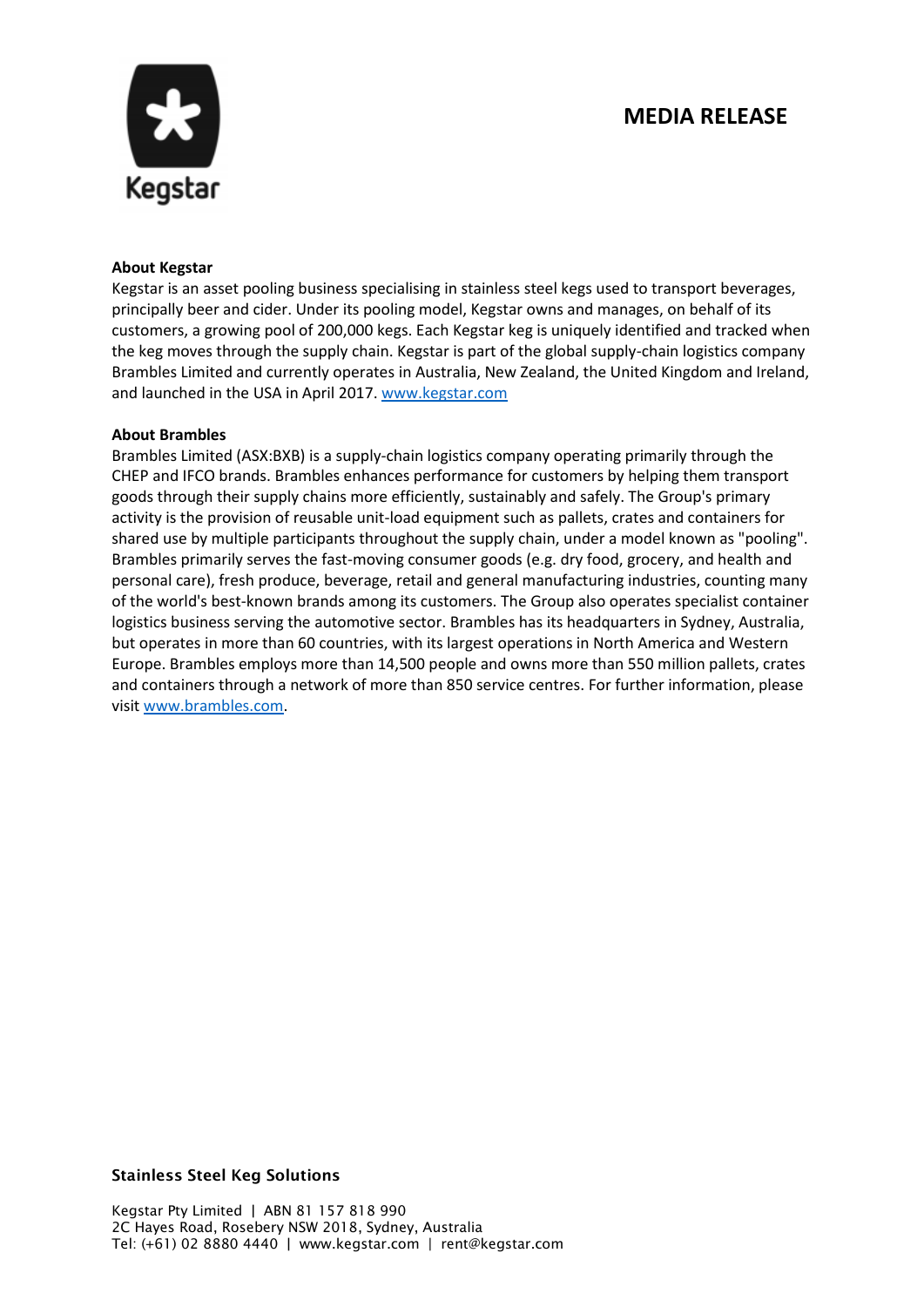**MEDIA RELEASE**

**About Kegstar**

Kegstar is an asset pooling business specialising in stainless steel kegs used to transport beverages, principally beer and cider. Under its pooling model, Kegstar owns and manages, on behalf of its customers, a growing pool of 200,000 kegs. Each Kegstar keg is uniquely identified and tracked when the keg moves through the supply chain. Kegstar is part of the global supply-chain logistics company Brambles Limited and currently operates in Australia, New Zealand, the United Kingdom and Ireland, and launched in the USA in April 2017. www.kegstar.com

**About Brambles**

Brambles Limited (ASX:BXB) is a supply-chain logistics company operating primarily through the CHEP and IFCO brands. Brambles enhances performance for customers by helping them transport goods through their supply chains more efficiently, sustainably and safely. The Group's primary activity is the provision of reusable unit-load equipment such as pallets, crates and containers for shared use by multiple participants throughout the supply chain, under a model known as "pooling". Brambles primarily serves the fast-moving consumer goods (e.g. dry food, grocery, and health and personal care), fresh produce, beverage, retail and general manufacturing industries, counting many of the world's best-known brands among its customers. The Group also operates specialist container logistics business serving the automotive sector. Brambles has its headquarters in Sydney, Australia, but operates in more than 60 countries, with its largest operations in North America and Western Europe. Brambles employs more than 14,500 people and owns more than 550 million pallets, crates and containers through a network of more than 850 service centres. For further information, please visit www.brambles.com.

**Stainless Steel Keg Solutions**

Kegstar Pty Limited | ABN 81 157 818 990
2C Hayes Road, Rosebery NSW 2018, Sydney, Australia
Tel: (+61) 02 8880 4440 | www.kegstar.com | rent@kegstar.com